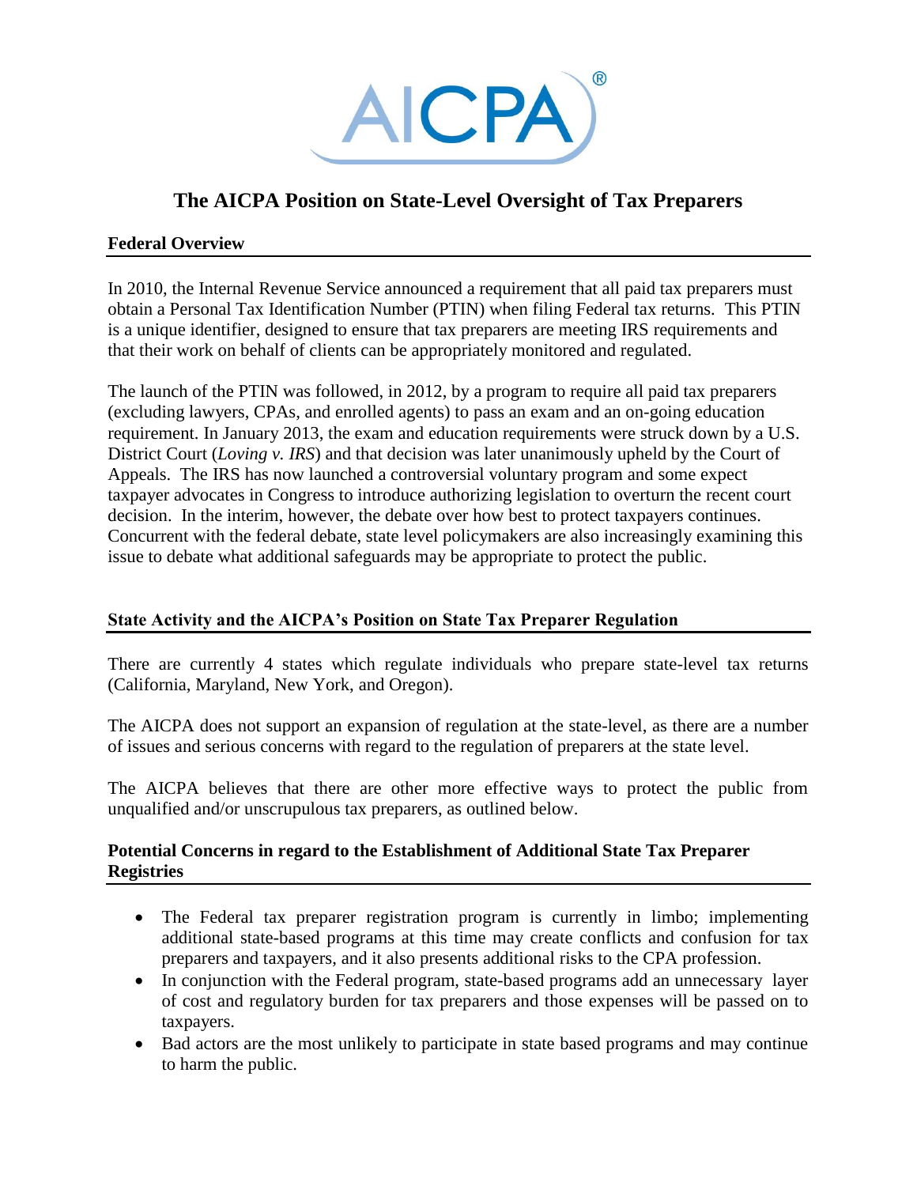# The AICPA Position on State-Level Oversight of Tax Preparers

## Federal Overview

In 2010, the Internal Revenue Service announced a requirement that all paid tax preparers must obtain a Personal Tax Identification Number (PTIN) when filing Federal tax returns. This PTIN is a unique identifier, designed to ensure that tax preparers are meeting IRS requirements and that their work on behalf of clients can be appropriately monitored and regulated.

The launch of the PTIN was followed, in 2012, by a program to require all paid tax preparers (excluding lawyers, CPAs, and enrolled agents) to pass an exam and an on-going education requirement. In January 2013, the exam and education requirements were struck down by a U.S. District Court (*Loving v. IRS*) and that decision was later unanimously upheld by the Court of Appeals. The IRS has now launched a controversial voluntary program and some expect taxpayer advocates in Congress to introduce authorizing legislation to overturn the recent court decision. In the interim, however, the debate over how best to protect taxpayers continues. Concurrent with the federal debate, state level policymakers are also increasingly examining this issue to debate what additional safeguards may be appropriate to protect the public.

## State Activity and the AICPA's Position on State Tax Preparer Regulation

There are currently 4 states which regulate individuals who prepare state-level tax returns (California, Maryland, New York, and Oregon).

The AICPA does not support an expansion of regulation at the state-level, as there are a number of issues and serious concerns with regard to the regulation of preparers at the state level.

The AICPA believes that there are other more effective ways to protect the public from unqualified and/or unscrupulous tax preparers, as outlined below.

## Potential Concerns in regard to the Establishment of Additional State Tax Preparer Registries

- The Federal tax preparer registration program is currently in limbo; implementing additional state-based programs at this time may create conflicts and confusion for tax preparers and taxpayers, and it also presents additional risks to the CPA profession.
- In conjunction with the Federal program, state-based programs add an unnecessary layer of cost and regulatory burden for tax preparers and those expenses will be passed on to taxpayers.
- Bad actors are the most unlikely to participate in state based programs and may continue to harm the public.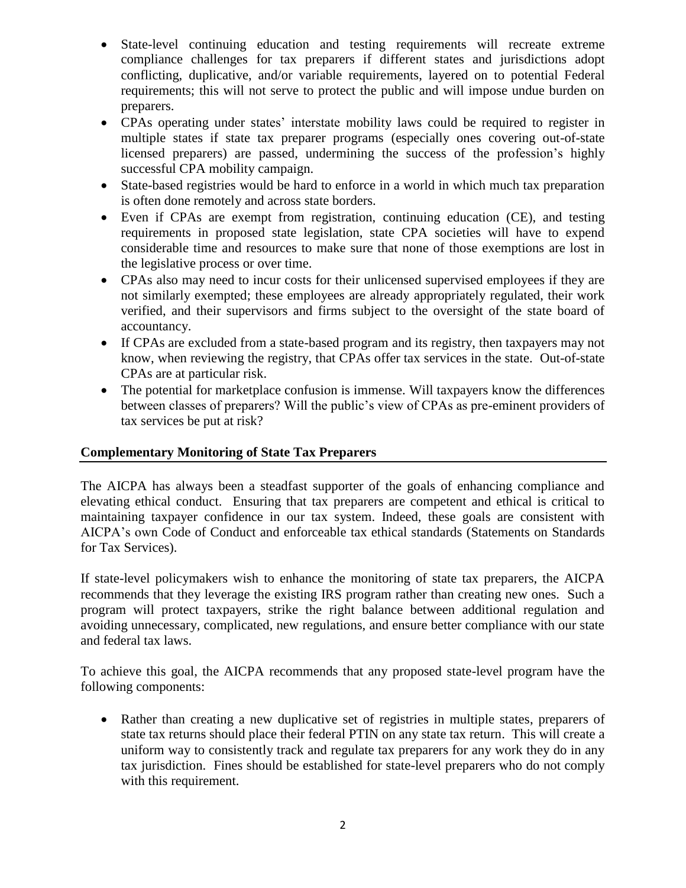- State-level continuing education and testing requirements will recreate extreme compliance challenges for tax preparers if different states and jurisdictions adopt conflicting, duplicative, and/or variable requirements, layered on to potential Federal requirements; this will not serve to protect the public and will impose undue burden on preparers.
- CPAs operating under states' interstate mobility laws could be required to register in multiple states if state tax preparer programs (especially ones covering out-of-state licensed preparers) are passed, undermining the success of the profession's highly successful CPA mobility campaign.
- State-based registries would be hard to enforce in a world in which much tax preparation is often done remotely and across state borders.
- Even if CPAs are exempt from registration, continuing education (CE), and testing requirements in proposed state legislation, state CPA societies will have to expend considerable time and resources to make sure that none of those exemptions are lost in the legislative process or over time.
- CPAs also may need to incur costs for their unlicensed supervised employees if they are not similarly exempted; these employees are already appropriately regulated, their work verified, and their supervisors and firms subject to the oversight of the state board of accountancy.
- If CPAs are excluded from a state-based program and its registry, then taxpayers may not know, when reviewing the registry, that CPAs offer tax services in the state. Out-of-state CPAs are at particular risk.
- The potential for marketplace confusion is immense. Will taxpayers know the differences between classes of preparers? Will the public's view of CPAs as pre-eminent providers of tax services be put at risk?

## Complementary Monitoring of State Tax Preparers

The AICPA has always been a steadfast supporter of the goals of enhancing compliance and elevating ethical conduct. Ensuring that tax preparers are competent and ethical is critical to maintaining taxpayer confidence in our tax system. Indeed, these goals are consistent with AICPA's own Code of Conduct and enforceable tax ethical standards (Statements on Standards for Tax Services).

If state-level policymakers wish to enhance the monitoring of state tax preparers, the AICPA recommends that they leverage the existing IRS program rather than creating new ones. Such a program will protect taxpayers, strike the right balance between additional regulation and avoiding unnecessary, complicated, new regulations, and ensure better compliance with our state and federal tax laws.

To achieve this goal, the AICPA recommends that any proposed state-level program have the following components:

- Rather than creating a new duplicative set of registries in multiple states, preparers of state tax returns should place their federal PTIN on any state tax return. This will create a uniform way to consistently track and regulate tax preparers for any work they do in any tax jurisdiction. Fines should be established for state-level preparers who do not comply with this requirement.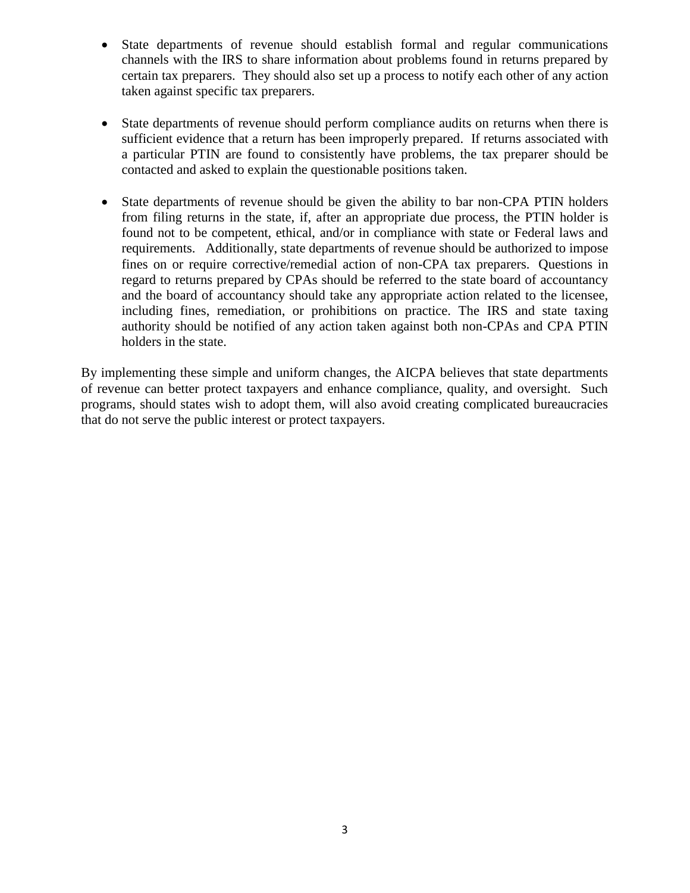- State departments of revenue should establish formal and regular communications channels with the IRS to share information about problems found in returns prepared by certain tax preparers. They should also set up a process to notify each other of any action taken against specific tax preparers.

- State departments of revenue should perform compliance audits on returns when there is sufficient evidence that a return has been improperly prepared. If returns associated with a particular PTIN are found to consistently have problems, the tax preparer should be contacted and asked to explain the questionable positions taken.

- State departments of revenue should be given the ability to bar non-CPA PTIN holders from filing returns in the state, if, after an appropriate due process, the PTIN holder is found not to be competent, ethical, and/or in compliance with state or Federal laws and requirements. Additionally, state departments of revenue should be authorized to impose fines on or require corrective/remedial action of non-CPA tax preparers. Questions in regard to returns prepared by CPAs should be referred to the state board of accountancy and the board of accountancy should take any appropriate action related to the licensee, including fines, remediation, or prohibitions on practice. The IRS and state taxing authority should be notified of any action taken against both non-CPAs and CPA PTIN holders in the state.

By implementing these simple and uniform changes, the AICPA believes that state departments of revenue can better protect taxpayers and enhance compliance, quality, and oversight. Such programs, should states wish to adopt them, will also avoid creating complicated bureaucracies that do not serve the public interest or protect taxpayers.